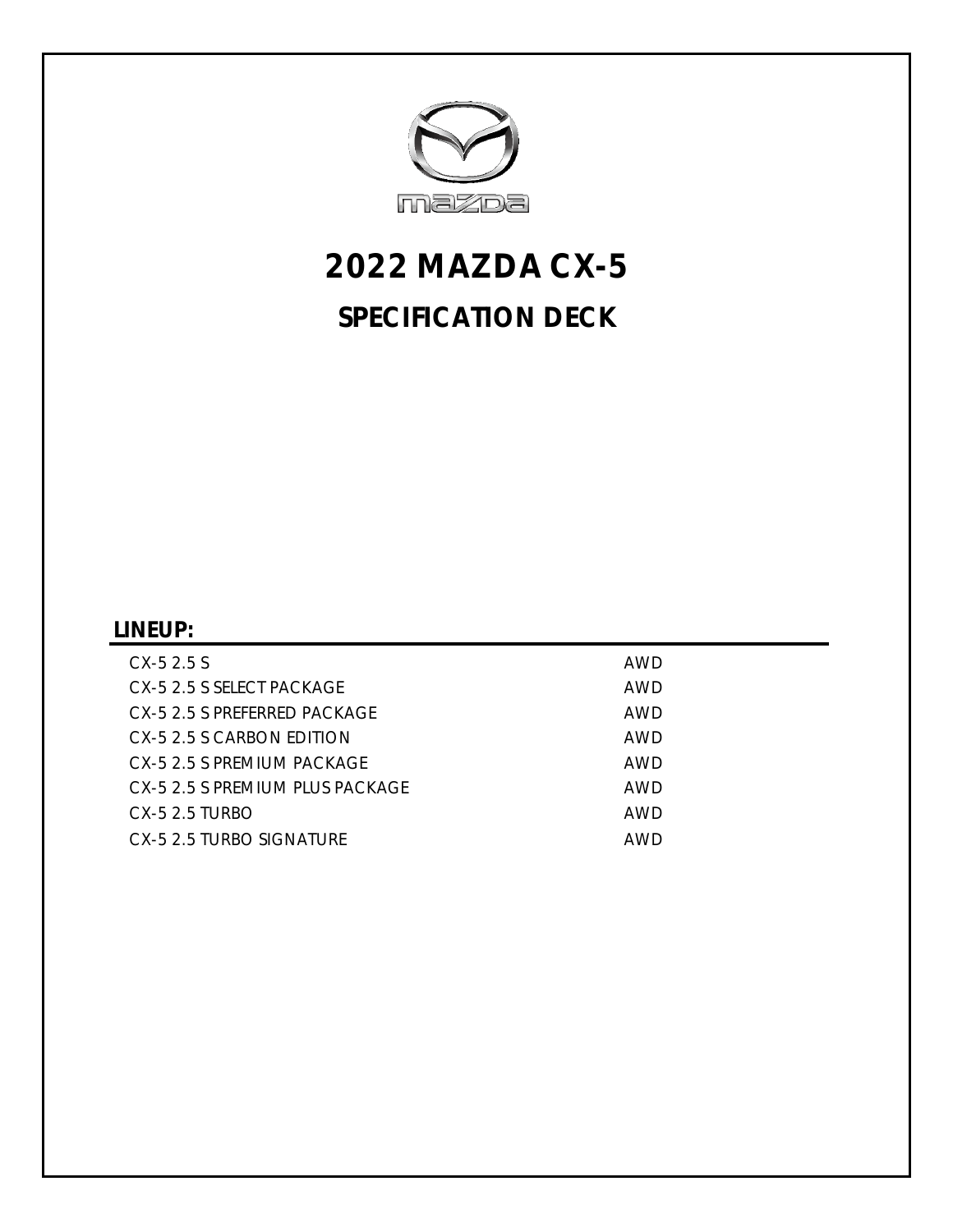mazda

# 2022 MAZDA CX-5

## SPECIFICATION DECK

**LINEUP:**

| | |
|---|---|
| CX-5 2.5 S | AWD |
| CX-5 2.5 S SELECT PACKAGE | AWD |
| CX-5 2.5 S PREFERRED PACKAGE | AWD |
| CX-5 2.5 S CARBON EDITION | AWD |
| CX-5 2.5 S PREMIUM PACKAGE | AWD |
| CX-5 2.5 S PREMIUM PLUS PACKAGE | AWD |
| CX-5 2.5 TURBO | AWD |
| CX-5 2.5 TURBO SIGNATURE | AWD |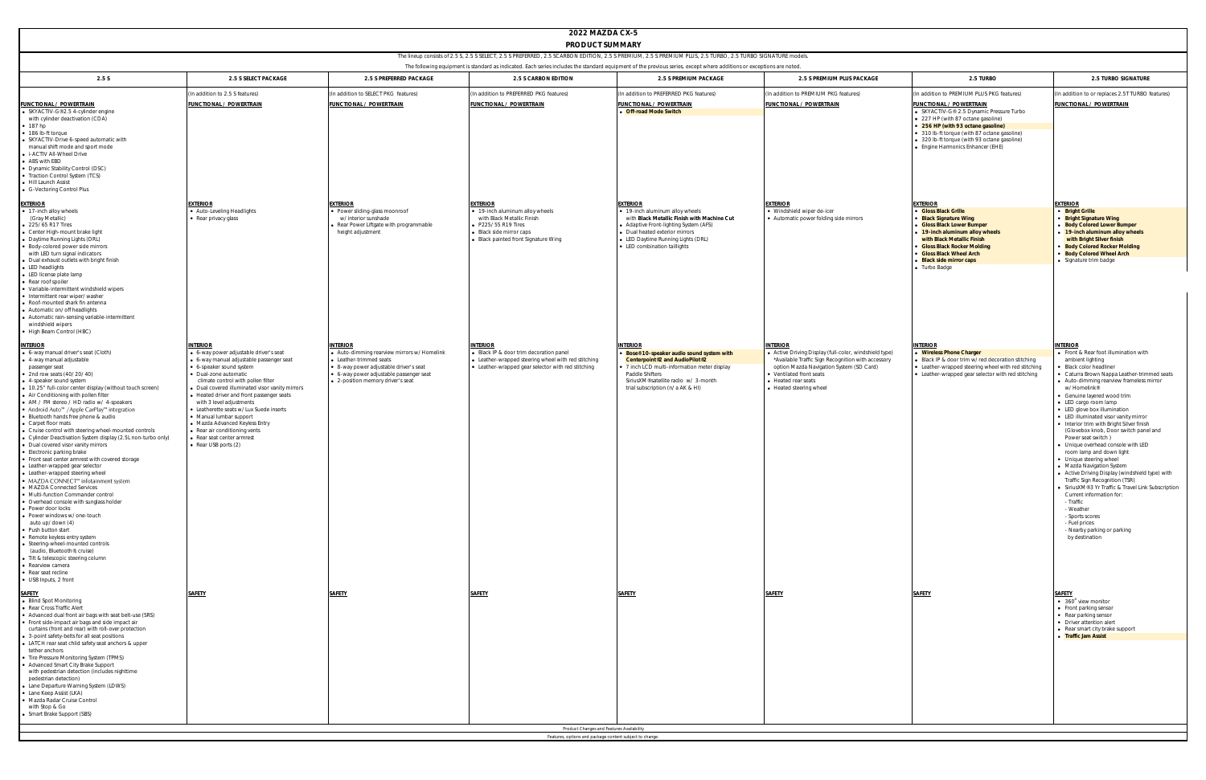# 2022 MAZDA CX-5

## PRODUCT SUMMARY

The lineup consists of 2.5 S, 2.5 S SELECT, 2.5 S PREFERRED, 2.5 S CARBON EDITION, 2.5 S PREMIUM, 2.5 S PREMIUM PLUS, 2.5 TURBO, 2.5 TURBO SIGNATURE models.

The following equipment is standard as indicated. Each series includes the standard equipment of the previous series, except where additions or exceptions are noted.

| 2.5 S | 2.5 S SELECT PACKAGE | 2.5 S PREFERRED PACKAGE | 2.5 S CARBON EDITION | 2.5 S PREMIUM PACKAGE | 2.5 S PREMIUM PLUS PACKAGE | 2.5 TURBO | 2.5 TURBO SIGNATURE |
|---|---|---|---|---|---|---|---|
| | (In addition to 2.5 S features) | (In addition to SELECT PKG features) | (In addition to PREFERRED PKG features) | (In addition to PREFERRED PKG features) | (In addition to PREMIUM PKG features) | (In addition to PREMIUM PLUS PKG features) | (In addition to or replaces 2.5T TURBO features) |
| **FUNCTIONAL / POWERTRAIN**<br>• SKYACTIV-G®2.5 4-cylinder engine with cylinder deactivation (CDA)<br>• 187 hp<br>• 186 lb-ft torque<br>• SKYACTIV-Drive 6-speed automatic with manual shift mode and sport mode<br>• i-ACTIV All-Wheel Drive<br>• ABS with EBD<br>• Dynamic Stability Control (DSC)<br>• Traction Control System (TCS)<br>• Hill Launch Assist<br>• G-Vectoring Control Plus | **FUNCTIONAL / POWERTRAIN** | **FUNCTIONAL / POWERTRAIN** | **FUNCTIONAL / POWERTRAIN** | **FUNCTIONAL / POWERTRAIN**<br>• **Off-road Mode Switch** | **FUNCTIONAL / POWERTRAIN** | **FUNCTIONAL / POWERTRAIN**<br>• SKYACTIV-G® 2.5 Dynamic Pressure Turbo<br>• 227 HP (with 87 octane gasoline)<br>• **256 HP (with 93 octane gasoline)**<br>• 310 lb-ft torque (with 87 octane gasoline)<br>• 320 lb-ft torque (with 93 octane gasoline)<br>• Engine Harmonics Enhancer (EHE) | **FUNCTIONAL / POWERTRAIN** |
| **EXTERIOR**<br>• 17-inch alloy wheels (Gray Metallic)<br>• 225/65 R17 Tires<br>• Center High-mount brake light<br>• Daytime Running Lights (DRL)<br>• Body-colored power side mirrors with LED turn signal indicators<br>• Dual exhaust outlets with bright finish<br>• LED headlights<br>• LED license plate lamp<br>• Rear roof spoiler<br>• Variable-intermittent windshield wipers<br>• Intermittent rear wiper/washer<br>• Roof-mounted shark fin antenna<br>• Automatic on/off headlights<br>• Automatic rain-sensing variable-intermittent windshield wipers<br>• High Beam Control (HBC) | **EXTERIOR**<br>• Auto-Leveling Headlights<br>• Rear privacy glass | **EXTERIOR**<br>• Power sliding-glass moonroof w/ interior sunshade<br>• Rear Power Liftgate with programmable height adjustment | **EXTERIOR**<br>• 19-inch aluminum alloy wheels with Black Metallic Finish<br>• P225/55 R19 Tires<br>• Black side mirror caps<br>• Black painted front Signature Wing | **EXTERIOR**<br>• 19-inch aluminum alloy wheels with **Black Metallic Finish with Machine Cut**<br>• Adaptive Front-lighting System (AFS)<br>• Dual heated exterior mirrors<br>• LED Daytime Running Lights (DRL)<br>• LED combination taillights | **EXTERIOR**<br>• Windshield wiper de-icer<br>• Automatic power folding side mirrors | **EXTERIOR**<br>• **Gloss Black Grille**<br>• **Black Signature Wing**<br>• **Gloss Black Lower Bumper**<br>• **19-inch aluminum alloy wheels with Black Metallic Finish**<br>• **Gloss Black Rocker Molding**<br>• **Gloss Black Wheel Arch**<br>• **Black side mirror caps**<br>• Turbo Badge | **EXTERIOR**<br>• **Bright Grille**<br>• **Bright Signature Wing**<br>• **Body Colored Lower Bumper**<br>• **19-inch aluminum alloy wheels with Bright Silver finish**<br>• **Body Colored Rocker Molding**<br>• **Body Colored Wheel Arch**<br>• Signature trim badge |
| **INTERIOR**<br>• 6-way manual driver's seat (Cloth)<br>• 4-way manual adjustable passenger seat<br>• 2nd row seats (40/20/40)<br>• 4-speaker sound system<br>• 10.25" full-color center display (without touch screen)<br>• Air Conditioning with pollen filter<br>• AM / FM stereo / HD radio w/ 4-speakers<br>• Android Auto™ /Apple CarPlay™ integration<br>• Bluetooth hands free phone & audio<br>• Carpet floor mats<br>• Cruise control with steering wheel-mounted controls<br>• Cylinder Deactivation System display (2.5L non-turbo only)<br>• Dual covered visor vanity mirrors<br>• Electronic parking brake<br>• Front seat center armrest with covered storage<br>• Leather-wrapped gear selector<br>• Leather-wrapped steering wheel<br>• MAZDA CONNECT™ infotainment system<br>• MAZDA Connected Services<br>• Multi-function Commander control<br>• Overhead console with sunglass holder<br>• Power door locks<br>• Power windows w/one-touch auto up/down (4)<br>• Push button start<br>• Remote keyless entry system<br>• Steering-wheel-mounted controls (audio, Bluetooth, cruise)<br>• Tilt & telescopic steering column<br>• Rearview camera<br>• Rear seat recline<br>• USB Inputs, 2 front | **INTERIOR**<br>• 6-way power adjustable driver's seat<br>• 6-way manual adjustable passenger seat<br>• 6-speaker sound system<br>• Dual-zone automatic climate control with pollen filter<br>• Dual covered illuminated visor vanity mirrors<br>• Heated driver and front passenger seats with 3 level adjustments<br>• Leatherette seats w/Lux Suede inserts<br>• Manual lumbar support<br>• Mazda Advanced Keyless Entry<br>• Rear air conditioning vents<br>• Rear seat center armrest<br>• Rear USB ports (2) | **INTERIOR**<br>• Auto-dimming rearview mirrors w/Homelink<br>• Leather-trimmed seats<br>• 8-way power adjustable driver's seat<br>• 6-way power adjustable passenger seat<br>• 2-position memory driver's seat | **INTERIOR**<br>• Black IP & door trim decoration panel<br>• Leather-wrapped steering wheel with red stitching<br>• Leather-wrapped gear selector with red stitching | **INTERIOR**<br>• **Bose®10-speaker audio sound system with Centerpoint®2 and AudioPilot®2**<br>• 7-inch LCD multi-information meter display<br>• Paddle Shifters<br>• SiriusXM®satellite radio w/ 3-month trial subscription (n/a AK & HI) | **INTERIOR**<br>• Active Driving Display (full-color, windshield type) *Available Traffic Sign Recognition with accessory option Mazda Navigation System (SD Card)<br>• Ventilated front seats<br>• Heated rear seats<br>• Heated steering wheel | **INTERIOR**<br>• **Wireless Phone Charger**<br>• Black IP & door trim w/ red decoration stitching<br>• Leather-wrapped steering wheel with red stitching<br>• Leather-wrapped gear selector with red stitching | **INTERIOR**<br>• Front & Rear foot illumination with ambient lighting<br>• Black color headliner<br>• Caturra Brown Nappa Leather-trimmed seats<br>• Auto-dimming rearview frameless mirror w/Homelink®<br>• Genuine layered wood trim<br>• LED cargo room lamp<br>• LED glove box illumination<br>• LED illuminated visor vanity mirror<br>• Interior trim with Bright Silver finish (Glovebox knob, Door switch panel and Power seat switch)<br>• Unique overhead console with LED room lamp and down light<br>• Unique steering wheel<br>• Mazda Navigation System<br>• Active Driving Display (windshield type) with Traffic Sign Recognition (TSR)<br>• SiriusXM®3 Yr Traffic & Travel Link Subscription Current information for:<br>- Traffic<br>- Weather<br>- Sports scores<br>- Fuel prices<br>- Nearby parking or parking by destination |
| **SAFETY**<br>• Blind Spot Monitoring<br>• Rear Cross Traffic Alert<br>• Advanced dual front air bags with seat belt-use (SRS)<br>• Front side-impact air bags and side impact air curtains (front and rear) with roll-over protection<br>• 3-point safety-belts for all seat positions<br>• LATCH rear seat child safety seat anchors & upper tether anchors<br>• Tire Pressure Monitoring System (TPMS)<br>• Advanced Smart City Brake Support with pedestrian detection (includes nighttime pedestrian detection)<br>• Lane Departure Warning System (LDWS)<br>• Lane Keep Assist (LKA)<br>• Mazda Radar Cruise Control with Stop & Go<br>• Smart Brake Support (SBS) | **SAFETY** | **SAFETY** | **SAFETY** | **SAFETY** | **SAFETY** | **SAFETY** | **SAFETY**<br>• 360° view monitor<br>• Front parking sensor<br>• Rear parking sensor<br>• Driver attention alert<br>• Rear smart city brake support<br>• **Traffic Jam Assist** |

Product Changes and Features Availability

Features, options and package content subject to change.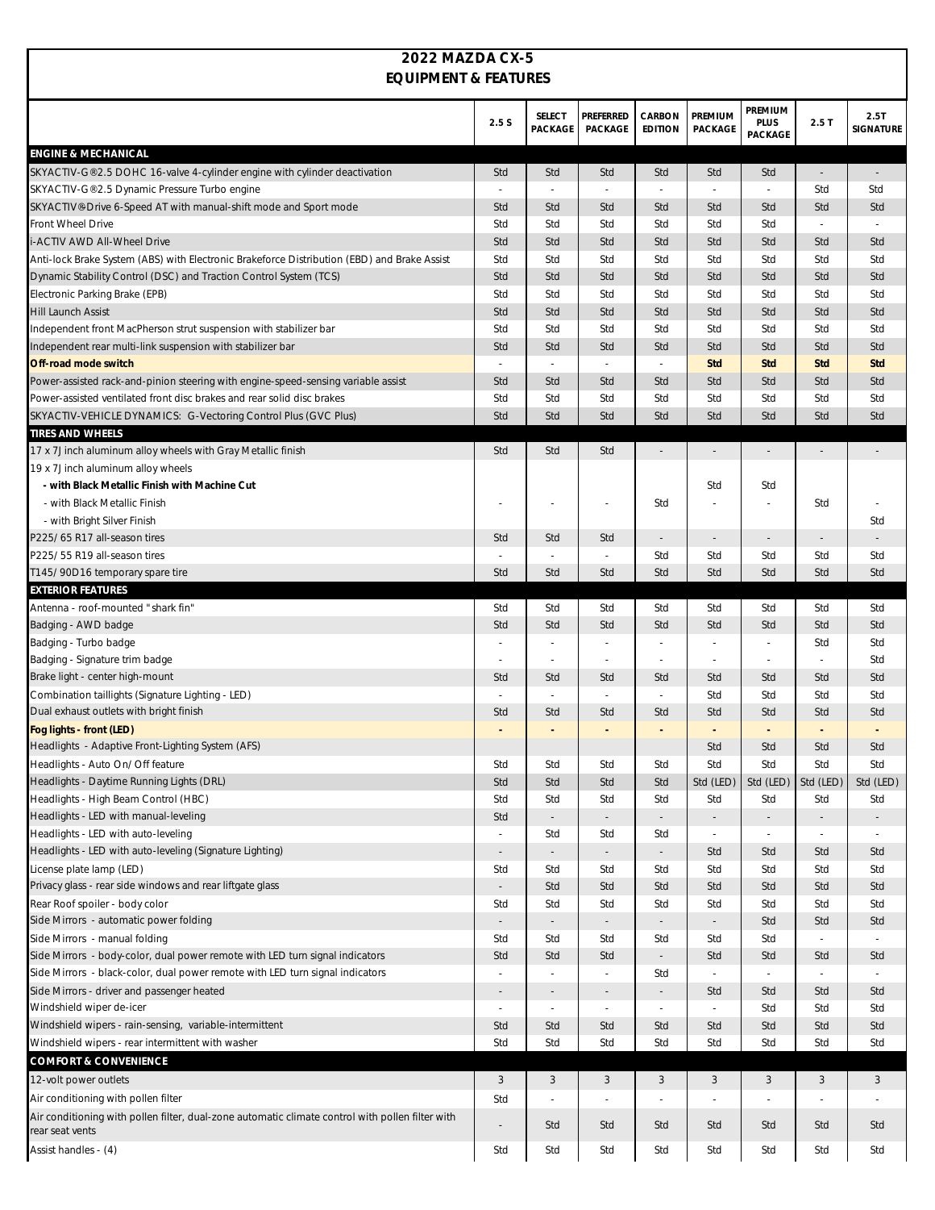# 2022 MAZDA CX-5
## EQUIPMENT & FEATURES

| | 2.5 S | SELECT PACKAGE | PREFERRED PACKAGE | CARBON EDITION | PREMIUM PACKAGE | PREMIUM PLUS PACKAGE | 2.5 T | 2.5T SIGNATURE |
|---|---|---|---|---|---|---|---|---|
| **ENGINE & MECHANICAL** | | | | | | | | |
| SKYACTIV-G®2.5 DOHC 16-valve 4-cylinder engine with cylinder deactivation | Std | Std | Std | Std | Std | Std | - | - |
| SKYACTIV-G®2.5 Dynamic Pressure Turbo engine | - | - | - | - | - | - | Std | Std |
| SKYACTIV®-Drive 6-Speed AT with manual-shift mode and Sport mode | Std | Std | Std | Std | Std | Std | Std | Std |
| Front Wheel Drive | Std | Std | Std | Std | Std | Std | - | - |
| i-ACTIV AWD All-Wheel Drive | Std | Std | Std | Std | Std | Std | Std | Std |
| Anti-lock Brake System (ABS) with Electronic Brakeforce Distribution (EBD) and Brake Assist | Std | Std | Std | Std | Std | Std | Std | Std |
| Dynamic Stability Control (DSC) and Traction Control System (TCS) | Std | Std | Std | Std | Std | Std | Std | Std |
| Electronic Parking Brake (EPB) | Std | Std | Std | Std | Std | Std | Std | Std |
| Hill Launch Assist | Std | Std | Std | Std | Std | Std | Std | Std |
| Independent front MacPherson strut suspension with stabilizer bar | Std | Std | Std | Std | Std | Std | Std | Std |
| Independent rear multi-link suspension with stabilizer bar | Std | Std | Std | Std | Std | Std | Std | Std |
| **Off-road mode switch** | - | - | - | - | **Std** | **Std** | **Std** | **Std** |
| Power-assisted rack-and-pinion steering with engine-speed-sensing variable assist | Std | Std | Std | Std | Std | Std | Std | Std |
| Power-assisted ventilated front disc brakes and rear solid disc brakes | Std | Std | Std | Std | Std | Std | Std | Std |
| SKYACTIV-VEHICLE DYNAMICS: G-Vectoring Control Plus (GVC Plus) | Std | Std | Std | Std | Std | Std | Std | Std |
| **TIRES AND WHEELS** | | | | | | | | |
| 17 x 7J inch aluminum alloy wheels with Gray Metallic finish | Std | Std | Std | - | - | - | - | - |
| 19 x 7J inch aluminum alloy wheels | | | | | | | | |
| **- with Black Metallic Finish with Machine Cut** | | | | | Std | Std | | |
| - with Black Metallic Finish | - | - | - | Std | - | - | Std | - |
| - with Bright Silver Finish | | | | | | | | Std |
| P225/65 R17 all-season tires | Std | Std | Std | - | - | - | - | - |
| P225/55 R19 all-season tires | - | - | - | Std | Std | Std | Std | Std |
| T145/90D16 temporary spare tire | Std | Std | Std | Std | Std | Std | Std | Std |
| **EXTERIOR FEATURES** | | | | | | | | |
| Antenna - roof-mounted "shark fin" | Std | Std | Std | Std | Std | Std | Std | Std |
| Badging - AWD badge | Std | Std | Std | Std | Std | Std | Std | Std |
| Badging - Turbo badge | - | - | - | - | - | - | Std | Std |
| Badging - Signature trim badge | - | - | - | - | - | - | - | Std |
| Brake light - center high-mount | Std | Std | Std | Std | Std | Std | Std | Std |
| Combination taillights (Signature Lighting - LED) | - | - | - | - | Std | Std | Std | Std |
| Dual exhaust outlets with bright finish | Std | Std | Std | Std | Std | Std | Std | Std |
| **Fog lights - front (LED)** | - | - | - | - | - | - | - | - |
| Headlights - Adaptive Front-Lighting System (AFS) | | | | | Std | Std | Std | Std |
| Headlights - Auto On/Off feature | Std | Std | Std | Std | Std | Std | Std | Std |
| Headlights - Daytime Running Lights (DRL) | Std | Std | Std | Std | Std (LED) | Std (LED) | Std (LED) | Std (LED) |
| Headlights - High Beam Control (HBC) | Std | Std | Std | Std | Std | Std | Std | Std |
| Headlights - LED with manual-leveling | Std | - | - | - | - | - | - | - |
| Headlights - LED with auto-leveling | - | Std | Std | Std | - | - | - | - |
| Headlights - LED with auto-leveling (Signature Lighting) | - | - | - | - | Std | Std | Std | Std |
| License plate lamp (LED) | Std | Std | Std | Std | Std | Std | Std | Std |
| Privacy glass - rear side windows and rear liftgate glass | - | Std | Std | Std | Std | Std | Std | Std |
| Rear Roof spoiler - body color | Std | Std | Std | Std | Std | Std | Std | Std |
| Side Mirrors - automatic power folding | - | - | - | - | - | Std | Std | Std |
| Side Mirrors - manual folding | Std | Std | Std | Std | Std | Std | - | - |
| Side Mirrors - body-color, dual power remote with LED turn signal indicators | Std | Std | Std | - | Std | Std | Std | Std |
| Side Mirrors - black-color, dual power remote with LED turn signal indicators | - | - | - | Std | - | - | - | - |
| Side Mirrors - driver and passenger heated | - | - | - | - | Std | Std | Std | Std |
| Windshield wiper de-icer | - | - | - | - | - | Std | Std | Std |
| Windshield wipers - rain-sensing, variable-intermittent | Std | Std | Std | Std | Std | Std | Std | Std |
| Windshield wipers - rear intermittent with washer | Std | Std | Std | Std | Std | Std | Std | Std |
| **COMFORT & CONVENIENCE** | | | | | | | | |
| 12-volt power outlets | 3 | 3 | 3 | 3 | 3 | 3 | 3 | 3 |
| Air conditioning with pollen filter | Std | - | - | - | - | - | - | - |
| Air conditioning with pollen filter, dual-zone automatic climate control with pollen filter with rear seat vents | - | Std | Std | Std | Std | Std | Std | Std |
| Assist handles - (4) | Std | Std | Std | Std | Std | Std | Std | Std |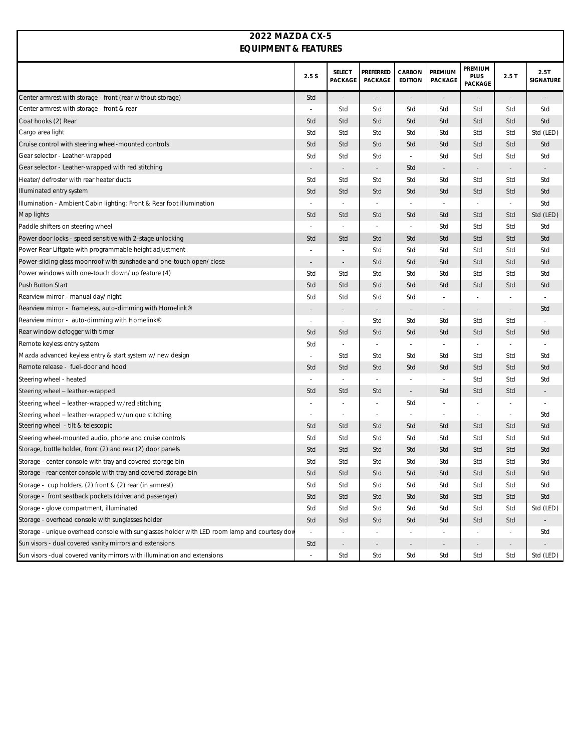# 2022 MAZDA CX-5
## EQUIPMENT & FEATURES

| | 2.5 S | SELECT PACKAGE | PREFERRED PACKAGE | CARBON EDITION | PREMIUM PACKAGE | PREMIUM PLUS PACKAGE | 2.5 T | 2.5T SIGNATURE |
|---|---|---|---|---|---|---|---|---|
| Center armrest with storage - front (rear without storage) | Std | - | - | - | - | - | - | - |
| Center armrest with storage - front & rear | - | Std | Std | Std | Std | Std | Std | Std |
| Coat hooks (2) Rear | Std | Std | Std | Std | Std | Std | Std | Std |
| Cargo area light | Std | Std | Std | Std | Std | Std | Std | Std (LED) |
| Cruise control with steering wheel-mounted controls | Std | Std | Std | Std | Std | Std | Std | Std |
| Gear selector - Leather-wrapped | Std | Std | Std | - | Std | Std | Std | Std |
| Gear selector - Leather-wrapped with red stitching | - | - | - | Std | - | - | - | - |
| Heater/ defroster with rear heater ducts | Std | Std | Std | Std | Std | Std | Std | Std |
| Illuminated entry system | Std | Std | Std | Std | Std | Std | Std | Std |
| Illumination - Ambient Cabin lighting: Front & Rear foot illumination | - | - | - | - | - | - | - | Std |
| Map lights | Std | Std | Std | Std | Std | Std | Std | Std (LED) |
| Paddle shifters on steering wheel | - | - | - | - | Std | Std | Std | Std |
| Power door locks - speed sensitive with 2-stage unlocking | Std | Std | Std | Std | Std | Std | Std | Std |
| Power Rear Liftgate with programmable height adjustment | - | - | Std | Std | Std | Std | Std | Std |
| Power-sliding glass moonroof with sunshade and one-touch open/ close | - | - | Std | Std | Std | Std | Std | Std |
| Power windows with one-touch down/ up feature (4) | Std | Std | Std | Std | Std | Std | Std | Std |
| Push Button Start | Std | Std | Std | Std | Std | Std | Std | Std |
| Rearview mirror - manual day/ night | Std | Std | Std | Std | - | - | - | - |
| Rearview mirror - frameless, auto-dimming with Homelink® | - | - | - | - | - | - | - | Std |
| Rearview mirror - auto-dimming with Homelink® | - | - | Std | Std | Std | Std | Std | - |
| Rear window defogger with timer | Std | Std | Std | Std | Std | Std | Std | Std |
| Remote keyless entry system | Std | - | - | - | - | - | - | - |
| Mazda advanced keyless entry & start system w/ new design | - | Std | Std | Std | Std | Std | Std | Std |
| Remote release - fuel-door and hood | Std | Std | Std | Std | Std | Std | Std | Std |
| Steering wheel - heated | - | - | - | - | - | Std | Std | Std |
| Steering wheel – leather-wrapped | Std | Std | Std | - | Std | Std | Std | - |
| Steering wheel – leather-wrapped w/red stitching | - | - | - | Std | - | - | - | - |
| Steering wheel – leather-wrapped w/unique stitching | - | - | - | - | - | - | - | Std |
| Steering wheel - tilt & telescopic | Std | Std | Std | Std | Std | Std | Std | Std |
| Steering wheel-mounted audio, phone and cruise controls | Std | Std | Std | Std | Std | Std | Std | Std |
| Storage, bottle holder, front (2) and rear (2) door panels | Std | Std | Std | Std | Std | Std | Std | Std |
| Storage - center console with tray and covered storage bin | Std | Std | Std | Std | Std | Std | Std | Std |
| Storage - rear center console with tray and covered storage bin | Std | Std | Std | Std | Std | Std | Std | Std |
| Storage - cup holders, (2) front & (2) rear (in armrest) | Std | Std | Std | Std | Std | Std | Std | Std |
| Storage - front seatback pockets (driver and passenger) | Std | Std | Std | Std | Std | Std | Std | Std |
| Storage - glove compartment, illuminated | Std | Std | Std | Std | Std | Std | Std | Std (LED) |
| Storage - overhead console with sunglasses holder | Std | Std | Std | Std | Std | Std | Std | - |
| Storage - unique overhead console with sunglasses holder with LED room lamp and courtesy dow | - | - | - | - | - | - | - | Std |
| Sun visors - dual covered vanity mirrors and extensions | Std | - | - | - | - | - | - | - |
| Sun visors -dual covered vanity mirrors with illumination and extensions | - | Std | Std | Std | Std | Std | Std | Std (LED) |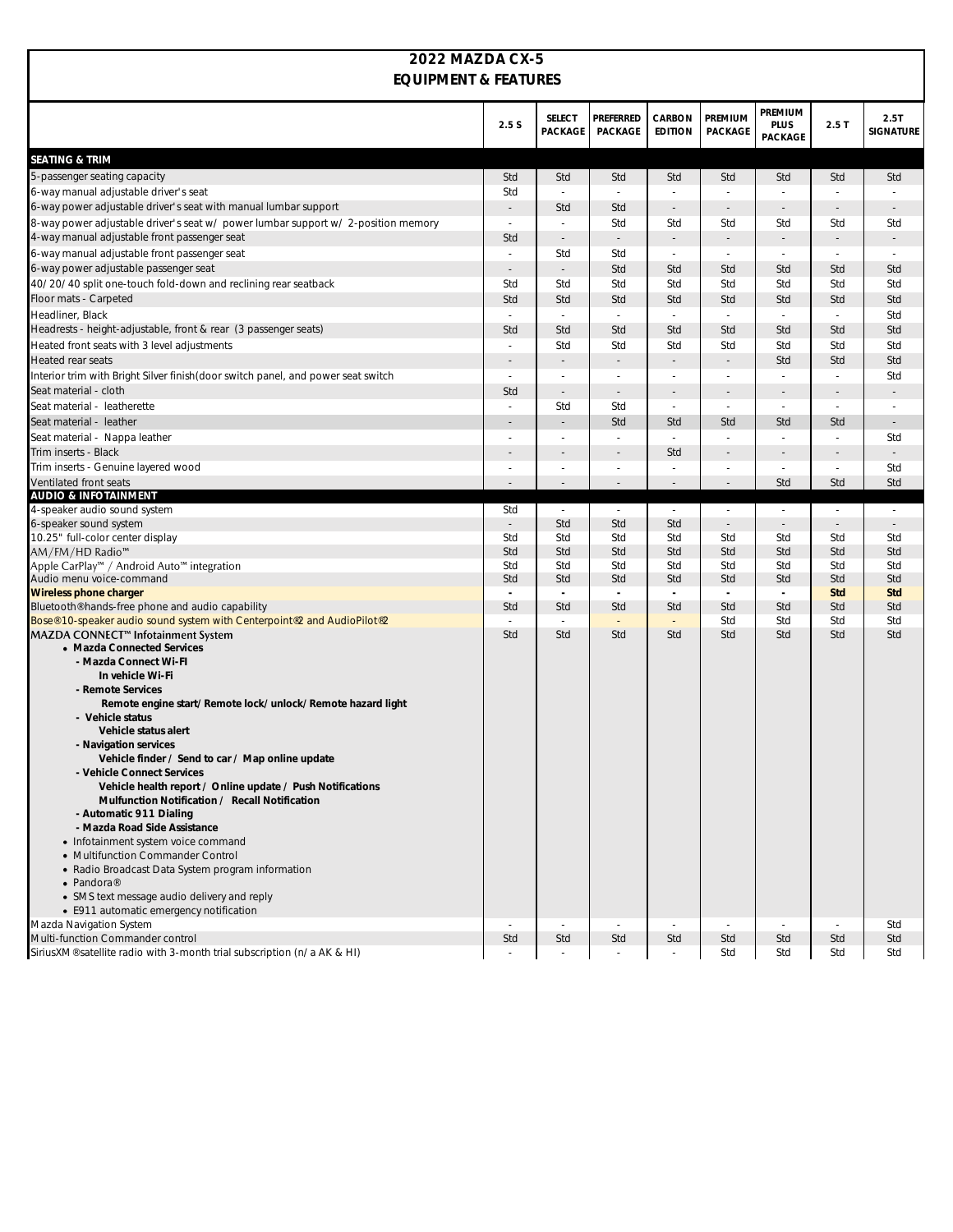# 2022 MAZDA CX-5
## EQUIPMENT & FEATURES

| | 2.5 S | SELECT PACKAGE | PREFERRED PACKAGE | CARBON EDITION | PREMIUM PACKAGE | PREMIUM PLUS PACKAGE | 2.5 T | 2.5T SIGNATURE |
|---|---|---|---|---|---|---|---|---|
| **SEATING & TRIM** | | | | | | | | |
| 5-passenger seating capacity | Std | Std | Std | Std | Std | Std | Std | Std |
| 6-way manual adjustable driver's seat | Std | - | - | - | - | - | - | - |
| 6-way power adjustable driver's seat with manual lumbar support | - | Std | Std | - | - | - | - | - |
| 8-way power adjustable driver's seat w/ power lumbar support w/ 2-position memory | - | - | Std | Std | Std | Std | Std | Std |
| 4-way manual adjustable front passenger seat | Std | - | - | - | - | - | - | - |
| 6-way manual adjustable front passenger seat | - | Std | Std | - | - | - | - | - |
| 6-way power adjustable passenger seat | - | - | Std | Std | Std | Std | Std | Std |
| 40/20/40 split one-touch fold-down and reclining rear seatback | Std | Std | Std | Std | Std | Std | Std | Std |
| Floor mats - Carpeted | Std | Std | Std | Std | Std | Std | Std | Std |
| Headliner, Black | - | - | - | - | - | - | - | Std |
| Headrests - height-adjustable, front & rear (3 passenger seats) | Std | Std | Std | Std | Std | Std | Std | Std |
| Heated front seats with 3 level adjustments | - | Std | Std | Std | Std | Std | Std | Std |
| Heated rear seats | - | - | - | - | - | Std | Std | Std |
| Interior trim with Bright Silver finish(door switch panel, and power seat switch | - | - | - | - | - | - | - | Std |
| Seat material - cloth | Std | - | - | - | - | - | - | - |
| Seat material - leatherette | - | Std | Std | - | - | - | - | - |
| Seat material - leather | - | - | Std | Std | Std | Std | Std | - |
| Seat material - Nappa leather | - | - | - | - | - | - | - | Std |
| Trim inserts - Black | - | - | - | Std | - | - | - | - |
| Trim inserts - Genuine layered wood | - | - | - | - | - | - | - | Std |
| Ventilated front seats | - | - | - | - | - | Std | Std | Std |
| **AUDIO & INFOTAINMENT** | | | | | | | | |
| 4-speaker audio sound system | Std | - | - | - | - | - | - | - |
| 6-speaker sound system | - | Std | Std | Std | - | - | - | - |
| 10.25" full-color center display | Std | Std | Std | Std | Std | Std | Std | Std |
| AM/FM/HD Radio™ | Std | Std | Std | Std | Std | Std | Std | Std |
| Apple CarPlay™ / Android Auto™ integration | Std | Std | Std | Std | Std | Std | Std | Std |
| Audio menu voice-command | Std | Std | Std | Std | Std | Std | Std | Std |
| **Wireless phone charger** | - | - | - | - | - | - | **Std** | **Std** |
| Bluetooth®hands-free phone and audio capability | Std | Std | Std | Std | Std | Std | Std | Std |
| Bose®10-speaker audio sound system with Centerpoint®2 and AudioPilot®2 | - | - | - | - | Std | Std | Std | Std |
| MAZDA CONNECT™ Infotainment System<br>• **Mazda Connected Services**<br>**- Mazda Connect Wi-FI**<br>**In vehicle Wi-Fi**<br>**- Remote Services**<br>**Remote engine start/Remote lock/unlock/Remote hazard light**<br>**- Vehicle status**<br>**Vehicle status alert**<br>**- Navigation services**<br>**Vehicle finder / Send to car / Map online update**<br>**- Vehicle Connect Services**<br>**Vehicle health report / Online update / Push Notifications**<br>**Mulfunction Notification / Recall Notification**<br>**- Automatic 911 Dialing**<br>**- Mazda Road Side Assistance**<br>• Infotainment system voice command<br>• Multifunction Commander Control<br>• Radio Broadcast Data System program information<br>• Pandora®<br>• SMS text message audio delivery and reply<br>• E911 automatic emergency notification | Std | Std | Std | Std | Std | Std | Std | Std |
| Mazda Navigation System | - | - | - | - | - | - | - | Std |
| Multi-function Commander control | Std | Std | Std | Std | Std | Std | Std | Std |
| SiriusXM ®satellite radio with 3-month trial subscription (n/a AK & HI) | - | - | - | - | Std | Std | Std | Std |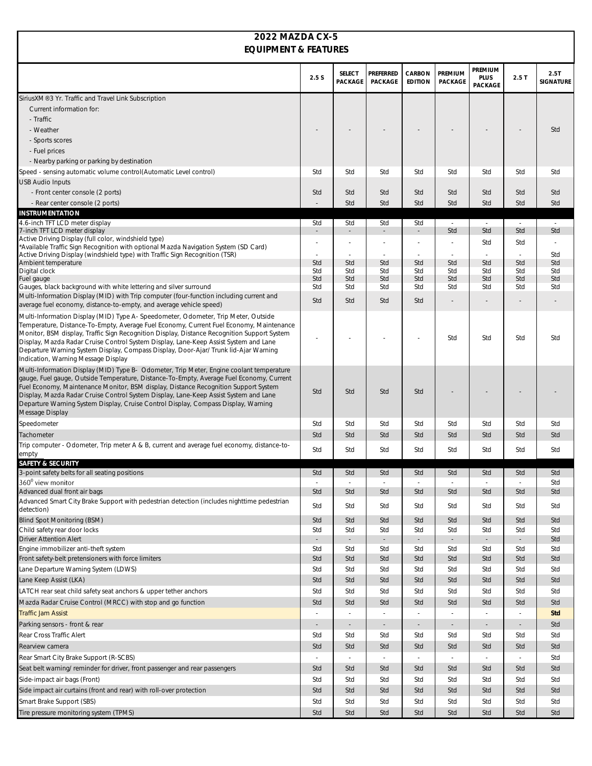# 2022 MAZDA CX-5
## EQUIPMENT & FEATURES

| | 2.5 S | SELECT PACKAGE | PREFERRED PACKAGE | CARBON EDITION | PREMIUM PACKAGE | PREMIUM PLUS PACKAGE | 2.5 T | 2.5T SIGNATURE |
|---|---|---|---|---|---|---|---|---|
| SiriusXM®3 Yr. Traffic and Travel Link Subscription<br>Current information for:<br>- Traffic<br>- Weather<br>- Sports scores<br>- Fuel prices<br>- Nearby parking or parking by destination | - | - | - | - | - | - | - | Std |
| Speed - sensing automatic volume control(Automatic Level control) | Std | Std | Std | Std | Std | Std | Std | Std |
| USB Audio Inputs | | | | | | | | |
| - Front center console (2 ports) | Std | Std | Std | Std | Std | Std | Std | Std |
| - Rear center console (2 ports) | - | Std | Std | Std | Std | Std | Std | Std |
| **INSTRUMENTATION** | | | | | | | | |
| 4.6-inch TFT LCD meter display | Std | Std | Std | Std | - | - | - | - |
| 7-inch TFT LCD meter display | - | - | - | - | Std | Std | Std | Std |
| Active Driving Display (full color, windshield type)<br>*Available Traffic Sign Recognition with optional Mazda Navigation System (SD Card) | - | - | - | - | - | Std | Std | - |
| Active Driving Display (windshield type) with Traffic Sign Recognition (TSR) | - | - | - | - | - | - | - | Std |
| Ambient temperature | Std | Std | Std | Std | Std | Std | Std | Std |
| Digital clock | Std | Std | Std | Std | Std | Std | Std | Std |
| Fuel gauge | Std | Std | Std | Std | Std | Std | Std | Std |
| Gauges, black background with white lettering and silver surround | Std | Std | Std | Std | Std | Std | Std | Std |
| Multi-Information Display (MID) with Trip computer (four-function including current and average fuel economy, distance-to-empty, and average vehicle speed) | Std | Std | Std | Std | - | - | - | - |
| Multi-Information Display (MID) Type A- Speedometer, Odometer, Trip Meter, Outside Temperature, Distance-To-Empty, Average Fuel Economy, Current Fuel Economy, Maintenance Monitor, BSM display, Traffic Sign Recognition Display, Distance Recognition Support System Display, Mazda Radar Cruise Control System Display, Lane-Keep Assist System and Lane Departure Warning System Display, Compass Display, Door-Ajar/ Trunk lid-Ajar Warning Indication, Warning Message Display | - | - | - | - | Std | Std | Std | Std |
| Multi-Information Display (MID) Type B- Odometer, Trip Meter, Engine coolant temperature gauge, Fuel gauge, Outside Temperature, Distance-To-Empty, Average Fuel Economy, Current Fuel Economy, Maintenance Monitor, BSM display, Distance Recognition Support System Display, Mazda Radar Cruise Control System Display, Lane-Keep Assist System and Lane Departure Warning System Display, Cruise Control Display, Compass Display, Warning Message Display | Std | Std | Std | Std | - | - | - | - |
| Speedometer | Std | Std | Std | Std | Std | Std | Std | Std |
| Tachometer | Std | Std | Std | Std | Std | Std | Std | Std |
| Trip computer - Odometer, Trip meter A & B, current and average fuel economy, distance-to-empty | Std | Std | Std | Std | Std | Std | Std | Std |
| **SAFETY & SECURITY** | | | | | | | | |
| 3-point safety belts for all seating positions | Std | Std | Std | Std | Std | Std | Std | Std |
| $360^0$ view monitor | - | - | - | - | - | - | - | Std |
| Advanced dual front air bags | Std | Std | Std | Std | Std | Std | Std | Std |
| Advanced Smart City Brake Support with pedestrian detection (includes nighttime pedestrian detection) | Std | Std | Std | Std | Std | Std | Std | Std |
| Blind Spot Monitoring (BSM) | Std | Std | Std | Std | Std | Std | Std | Std |
| Child safety rear door locks | Std | Std | Std | Std | Std | Std | Std | Std |
| Driver Attention Alert | - | - | - | - | - | - | - | Std |
| Engine immobilizer anti-theft system | Std | Std | Std | Std | Std | Std | Std | Std |
| Front safety-belt pretensioners with force limiters | Std | Std | Std | Std | Std | Std | Std | Std |
| Lane Departure Warning System (LDWS) | Std | Std | Std | Std | Std | Std | Std | Std |
| Lane Keep Assist (LKA) | Std | Std | Std | Std | Std | Std | Std | Std |
| LATCH rear seat child safety seat anchors & upper tether anchors | Std | Std | Std | Std | Std | Std | Std | Std |
| Mazda Radar Cruise Control (MRCC) with stop and go function | Std | Std | Std | Std | Std | Std | Std | Std |
| Traffic Jam Assist | - | - | - | - | - | - | - | **Std** |
| Parking sensors - front & rear | - | - | - | - | - | - | - | Std |
| Rear Cross Traffic Alert | Std | Std | Std | Std | Std | Std | Std | Std |
| Rearview camera | Std | Std | Std | Std | Std | Std | Std | Std |
| Rear Smart City Brake Support (R-SCBS) | - | - | - | - | - | - | - | Std |
| Seat belt warning/ reminder for driver, front passenger and rear passengers | Std | Std | Std | Std | Std | Std | Std | Std |
| Side-impact air bags (Front) | Std | Std | Std | Std | Std | Std | Std | Std |
| Side impact air curtains (front and rear) with roll-over protection | Std | Std | Std | Std | Std | Std | Std | Std |
| Smart Brake Support (SBS) | Std | Std | Std | Std | Std | Std | Std | Std |
| Tire pressure monitoring system (TPMS) | Std | Std | Std | Std | Std | Std | Std | Std |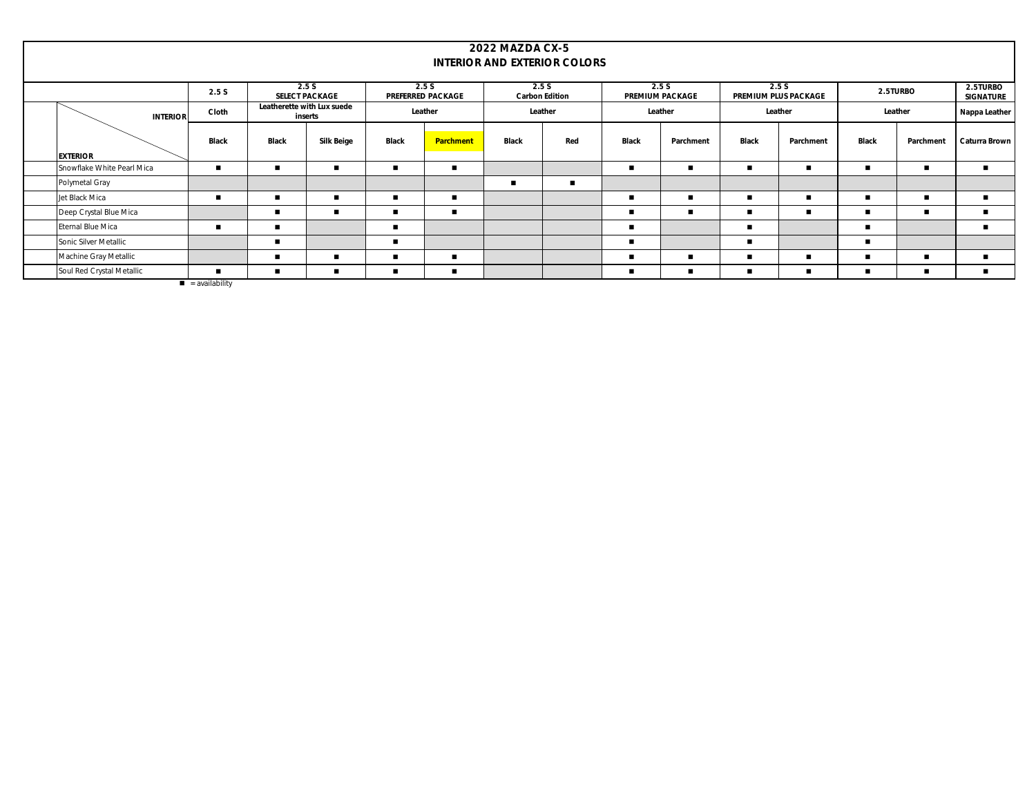# 2022 MAZDA CX-5
## INTERIOR AND EXTERIOR COLORS

| | 2.5 S | 2.5 S SELECT PACKAGE | | 2.5 S PREFERRED PACKAGE | | 2.5 S Carbon Edition | | 2.5 S PREMIUM PACKAGE | | 2.5 S PREMIUM PLUS PACKAGE | | 2.5TURBO | | 2.5TURBO SIGNATURE |
|---|---|---|---|---|---|---|---|---|---|---|---|---|---|---|
| INTERIOR | Cloth | Leatherette with Lux suede inserts | | Leather | | Leather | | Leather | | Leather | | Leather | | Nappa Leather |
| EXTERIOR | Black | Black | Silk Beige | Black | Parchment | Black | Red | Black | Parchment | Black | Parchment | Black | Parchment | Caturra Brown |
| Snowflake White Pearl Mica | ■ | ■ | ■ | ■ | ■ | | | ■ | ■ | ■ | ■ | ■ | ■ | ■ |
| Polymetal Gray | | | | | | ■ | ■ | | | | | | | |
| Jet Black Mica | ■ | ■ | ■ | ■ | ■ | | | ■ | ■ | ■ | ■ | ■ | ■ | ■ |
| Deep Crystal Blue Mica | | ■ | ■ | ■ | ■ | | | ■ | ■ | ■ | ■ | ■ | ■ | ■ |
| Eternal Blue Mica | ■ | ■ | | ■ | | | | ■ | | ■ | | ■ | | ■ |
| Sonic Silver Metallic | | ■ | | ■ | | | | ■ | | ■ | | ■ | | |
| Machine Gray Metallic | | ■ | ■ | ■ | ■ | | | ■ | ■ | ■ | ■ | ■ | ■ | ■ |
| Soul Red Crystal Metallic | ■ | ■ | ■ | ■ | ■ | | | ■ | ■ | ■ | ■ | ■ | ■ | ■ |

■ = availability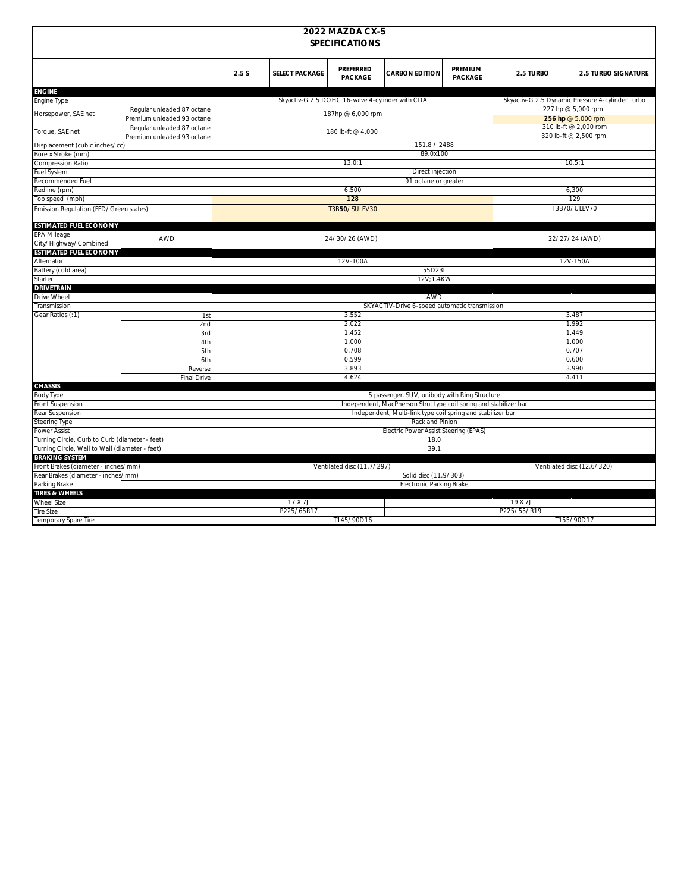# 2022 MAZDA CX-5
## SPECIFICATIONS

| | | 2.5 S | SELECT PACKAGE | PREFERRED PACKAGE | CARBON EDITION | PREMIUM PACKAGE | 2.5 TURBO | 2.5 TURBO SIGNATURE |
|---|---|---|---|---|---|---|---|---|
| **ENGINE** | | | | | | | | |
| Engine Type | | Skyactiv-G 2.5 DOHC 16-valve 4-cylinder with CDA | | | | | Skyactiv-G 2.5 Dynamic Pressure 4-cylinder Turbo | |
| Horsepower, SAE net | Regular unleaded 87 octane | 187hp @ 6,000 rpm | | | | | 227 hp @ 5,000 rpm | |
| | Premium unleaded 93 octane | | | | | | **256 hp** @ 5,000 rpm | |
| Torque, SAE net | Regular unleaded 87 octane | 186 lb-ft @ 4,000 | | | | | 310 lb-ft @ 2,000 rpm | |
| | Premium unleaded 93 octane | | | | | | 320 lb-ft @ 2,500 rpm | |
| Displacement (cubic inches/ cc) | | 151.8 / 2488 | | | | | | |
| Bore x Stroke (mm) | | 89.0x100 | | | | | | |
| Compression Ratio | | 13.0:1 | | | | | 10.5:1 | |
| Fuel System | | Direct injection | | | | | | |
| Recommended Fuel | | 91 octane or greater | | | | | | |
| Redline (rpm) | | 6,500 | | | | | 6,300 | |
| Top speed (mph) | | **128** | | | | | 129 | |
| Emission Regulation (FED/ Green states) | | T3B**50**/ SULEV30 | | | | | T3B70/ ULEV70 | |
| **ESTIMATED FUEL ECONOMY** | | | | | | | | |
| EPA Mileage City/ Highway/ Combined | AWD | 24/ 30/ 26 (AWD) | | | | | 22/ 27/ 24 (AWD) | |
| **ESTIMATED FUEL ECONOMY** | | | | | | | | |
| Alternator | | 12V-100A | | | | | 12V-150A | |
| Battery (cold area) | | 55D23L | | | | | | |
| Starter | | 12V;1.4KW | | | | | | |
| **DRIVETRAIN** | | | | | | | | |
| Drive Wheel | | AWD | | | | | | |
| Transmission | | SKYACTIV-Drive 6-speed automatic transmission | | | | | | |
| Gear Ratios (:1) | 1st | 3.552 | | | | | 3.487 | |
| | 2nd | 2.022 | | | | | 1.992 | |
| | 3rd | 1.452 | | | | | 1.449 | |
| | 4th | 1.000 | | | | | 1.000 | |
| | 5th | 0.708 | | | | | 0.707 | |
| | 6th | 0.599 | | | | | 0.600 | |
| | Reverse | 3.893 | | | | | 3.990 | |
| | Final Drive | 4.624 | | | | | 4.411 | |
| **CHASSIS** | | | | | | | | |
| Body Type | | 5 passenger, SUV, unibody with Ring Structure | | | | | | |
| Front Suspension | | Independent, MacPherson Strut type coil spring and stabilizer bar | | | | | | |
| Rear Suspension | | Independent, Multi-link type coil spring and stabilizer bar | | | | | | |
| Steering Type | | Rack and Pinion | | | | | | |
| Power Assist | | Electric Power Assist Steering (EPAS) | | | | | | |
| Turning Circle, Curb to Curb (diameter - feet) | | 18.0 | | | | | | |
| Turning Circle, Wall to Wall (diameter - feet) | | 39.1 | | | | | | |
| **BRAKING SYSTEM** | | | | | | | | |
| Front Brakes (diameter - inches/ mm) | | Ventilated disc (11.7/ 297) | | | | | Ventilated disc (12.6/ 320) | |
| Rear Brakes (diameter - inches/ mm) | | Solid disc (11.9/ 303) | | | | | | |
| Parking Brake | | Electronic Parking Brake | | | | | | |
| **TIRES & WHEELS** | | | | | | | | |
| Wheel Size | | 17 X 7J | | | 19 X 7J | | | |
| Tire Size | | P225/ 65R17 | | | P225/ 55/ R19 | | | |
| Temporary Spare Tire | | T145/ 90D16 | | | | | T155/ 90D17 | |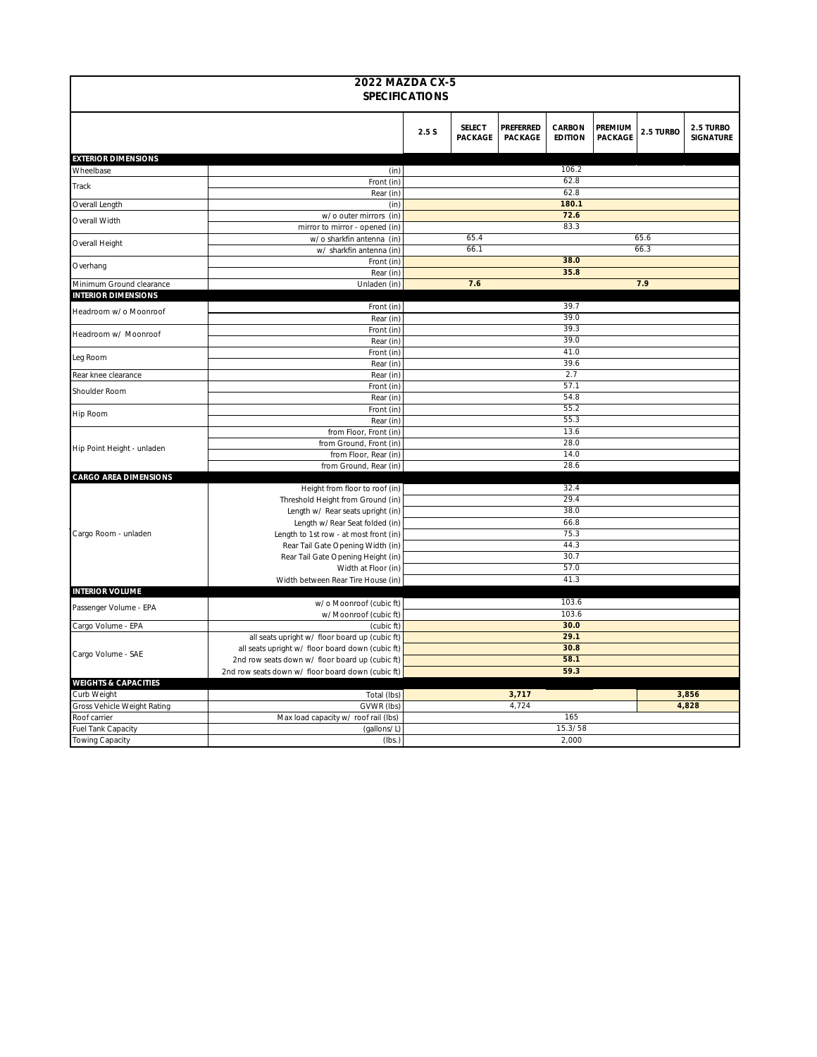# 2022 MAZDA CX-5
## SPECIFICATIONS

| | | 2.5 S | SELECT PACKAGE | PREFERRED PACKAGE | CARBON EDITION | PREMIUM PACKAGE | 2.5 TURBO | 2.5 TURBO SIGNATURE |
|---|---|---|---|---|---|---|---|---|
| **EXTERIOR DIMENSIONS** | | | | | | | | |
| Wheelbase | (in) | 106.2 | 106.2 | 106.2 | 106.2 | 106.2 | 106.2 | 106.2 |
| Track | Front (in) | 62.8 | 62.8 | 62.8 | 62.8 | 62.8 | 62.8 | 62.8 |
| | Rear (in) | 62.8 | 62.8 | 62.8 | 62.8 | 62.8 | 62.8 | 62.8 |
| Overall Length | (in) | **180.1** | **180.1** | **180.1** | **180.1** | **180.1** | **180.1** | **180.1** |
| Overall Width | w/o outer mirrors (in) | **72.6** | **72.6** | **72.6** | **72.6** | **72.6** | **72.6** | **72.6** |
| | mirror to mirror - opened (in) | 83.3 | 83.3 | 83.3 | 83.3 | 83.3 | 83.3 | 83.3 |
| Overall Height | w/o sharkfin antenna (in) | 65.4 | 65.4 | 65.4 | 65.6 | 65.6 | 65.6 | 65.6 |
| | w/ sharkfin antenna (in) | 66.1 | 66.1 | 66.1 | 66.3 | 66.3 | 66.3 | 66.3 |
| Overhang | Front (in) | **38.0** | **38.0** | **38.0** | **38.0** | **38.0** | **38.0** | **38.0** |
| | Rear (in) | **35.8** | **35.8** | **35.8** | **35.8** | **35.8** | **35.8** | **35.8** |
| Minimum Ground clearance | Unladen (in) | **7.6** | **7.6** | **7.6** | **7.9** | **7.9** | **7.9** | **7.9** |
| **INTERIOR DIMENSIONS** | | | | | | | | |
| Headroom w/o Moonroof | Front (in) | 39.7 | 39.7 | 39.7 | 39.7 | 39.7 | 39.7 | 39.7 |
| | Rear (in) | 39.0 | 39.0 | 39.0 | 39.0 | 39.0 | 39.0 | 39.0 |
| Headroom w/ Moonroof | Front (in) | 39.3 | 39.3 | 39.3 | 39.3 | 39.3 | 39.3 | 39.3 |
| | Rear (in) | 39.0 | 39.0 | 39.0 | 39.0 | 39.0 | 39.0 | 39.0 |
| Leg Room | Front (in) | 41.0 | 41.0 | 41.0 | 41.0 | 41.0 | 41.0 | 41.0 |
| | Rear (in) | 39.6 | 39.6 | 39.6 | 39.6 | 39.6 | 39.6 | 39.6 |
| Rear knee clearance | Rear (in) | 2.7 | 2.7 | 2.7 | 2.7 | 2.7 | 2.7 | 2.7 |
| Shoulder Room | Front (in) | 57.1 | 57.1 | 57.1 | 57.1 | 57.1 | 57.1 | 57.1 |
| | Rear (in) | 54.8 | 54.8 | 54.8 | 54.8 | 54.8 | 54.8 | 54.8 |
| Hip Room | Front (in) | 55.2 | 55.2 | 55.2 | 55.2 | 55.2 | 55.2 | 55.2 |
| | Rear (in) | 55.3 | 55.3 | 55.3 | 55.3 | 55.3 | 55.3 | 55.3 |
| Hip Point Height - unladen | from Floor, Front (in) | 13.6 | 13.6 | 13.6 | 13.6 | 13.6 | 13.6 | 13.6 |
| | from Ground, Front (in) | 28.0 | 28.0 | 28.0 | 28.0 | 28.0 | 28.0 | 28.0 |
| | from Floor, Rear (in) | 14.0 | 14.0 | 14.0 | 14.0 | 14.0 | 14.0 | 14.0 |
| | from Ground, Rear (in) | 28.6 | 28.6 | 28.6 | 28.6 | 28.6 | 28.6 | 28.6 |
| **CARGO AREA DIMENSIONS** | | | | | | | | |
| Cargo Room - unladen | Height from floor to roof (in) | 32.4 | 32.4 | 32.4 | 32.4 | 32.4 | 32.4 | 32.4 |
| | Threshold Height from Ground (in) | 29.4 | 29.4 | 29.4 | 29.4 | 29.4 | 29.4 | 29.4 |
| | Length w/ Rear seats upright (in) | 38.0 | 38.0 | 38.0 | 38.0 | 38.0 | 38.0 | 38.0 |
| | Length w/Rear Seat folded (in) | 66.8 | 66.8 | 66.8 | 66.8 | 66.8 | 66.8 | 66.8 |
| | Length to 1st row - at most front (in) | 75.3 | 75.3 | 75.3 | 75.3 | 75.3 | 75.3 | 75.3 |
| | Rear Tail Gate Opening Width (in) | 44.3 | 44.3 | 44.3 | 44.3 | 44.3 | 44.3 | 44.3 |
| | Rear Tail Gate Opening Height (in) | 30.7 | 30.7 | 30.7 | 30.7 | 30.7 | 30.7 | 30.7 |
| | Width at Floor (in) | 57.0 | 57.0 | 57.0 | 57.0 | 57.0 | 57.0 | 57.0 |
| | Width between Rear Tire House (in) | 41.3 | 41.3 | 41.3 | 41.3 | 41.3 | 41.3 | 41.3 |
| **INTERIOR VOLUME** | | | | | | | | |
| Passenger Volume - EPA | w/o Moonroof (cubic ft) | 103.6 | 103.6 | 103.6 | 103.6 | 103.6 | 103.6 | 103.6 |
| | w/Moonroof (cubic ft) | 103.6 | 103.6 | 103.6 | 103.6 | 103.6 | 103.6 | 103.6 |
| Cargo Volume - EPA | (cubic ft) | **30.0** | **30.0** | **30.0** | **30.0** | **30.0** | **30.0** | **30.0** |
| Cargo Volume - SAE | all seats upright w/ floor board up (cubic ft) | **29.1** | **29.1** | **29.1** | **29.1** | **29.1** | **29.1** | **29.1** |
| | all seats upright w/ floor board down (cubic ft) | **30.8** | **30.8** | **30.8** | **30.8** | **30.8** | **30.8** | **30.8** |
| | 2nd row seats down w/ floor board up (cubic ft) | **58.1** | **58.1** | **58.1** | **58.1** | **58.1** | **58.1** | **58.1** |
| | 2nd row seats down w/ floor board down (cubic ft) | **59.3** | **59.3** | **59.3** | **59.3** | **59.3** | **59.3** | **59.3** |
| **WEIGHTS & CAPACITIES** | | | | | | | | |
| Curb Weight | Total (lbs) | **3,717** | **3,717** | **3,717** | **3,717** | **3,717** | **3,856** | **3,856** |
| Gross Vehicle Weight Rating | GVWR (lbs) | 4,724 | 4,724 | 4,724 | 4,724 | 4,724 | **4,828** | **4,828** |
| Roof carrier | Max load capacity w/ roof rail (lbs) | 165 | 165 | 165 | 165 | 165 | 165 | 165 |
| Fuel Tank Capacity | (gallons/L) | 15.3/58 | 15.3/58 | 15.3/58 | 15.3/58 | 15.3/58 | 15.3/58 | 15.3/58 |
| Towing Capacity | (lbs.) | 2,000 | 2,000 | 2,000 | 2,000 | 2,000 | 2,000 | 2,000 |